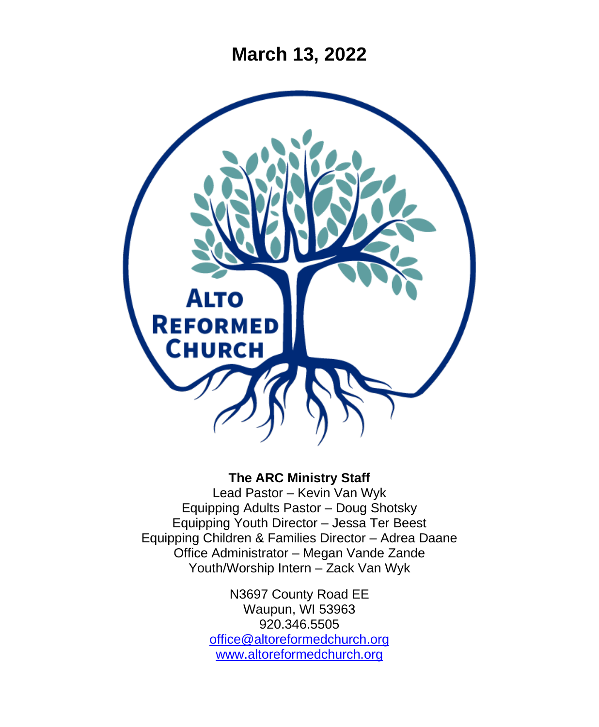# March 13, 2022

ALTO REFORMED CHURCH

**The ARC Ministry Staff**

Lead Pastor – Kevin Van Wyk
Equipping Adults Pastor – Doug Shotsky
Equipping Youth Director – Jessa Ter Beest
Equipping Children & Families Director – Adrea Daane
Office Administrator – Megan Vande Zande
Youth/Worship Intern – Zack Van Wyk

N3697 County Road EE
Waupun, WI 53963
920.346.5505
office@altoreformedchurch.org
www.altoreformedchurch.org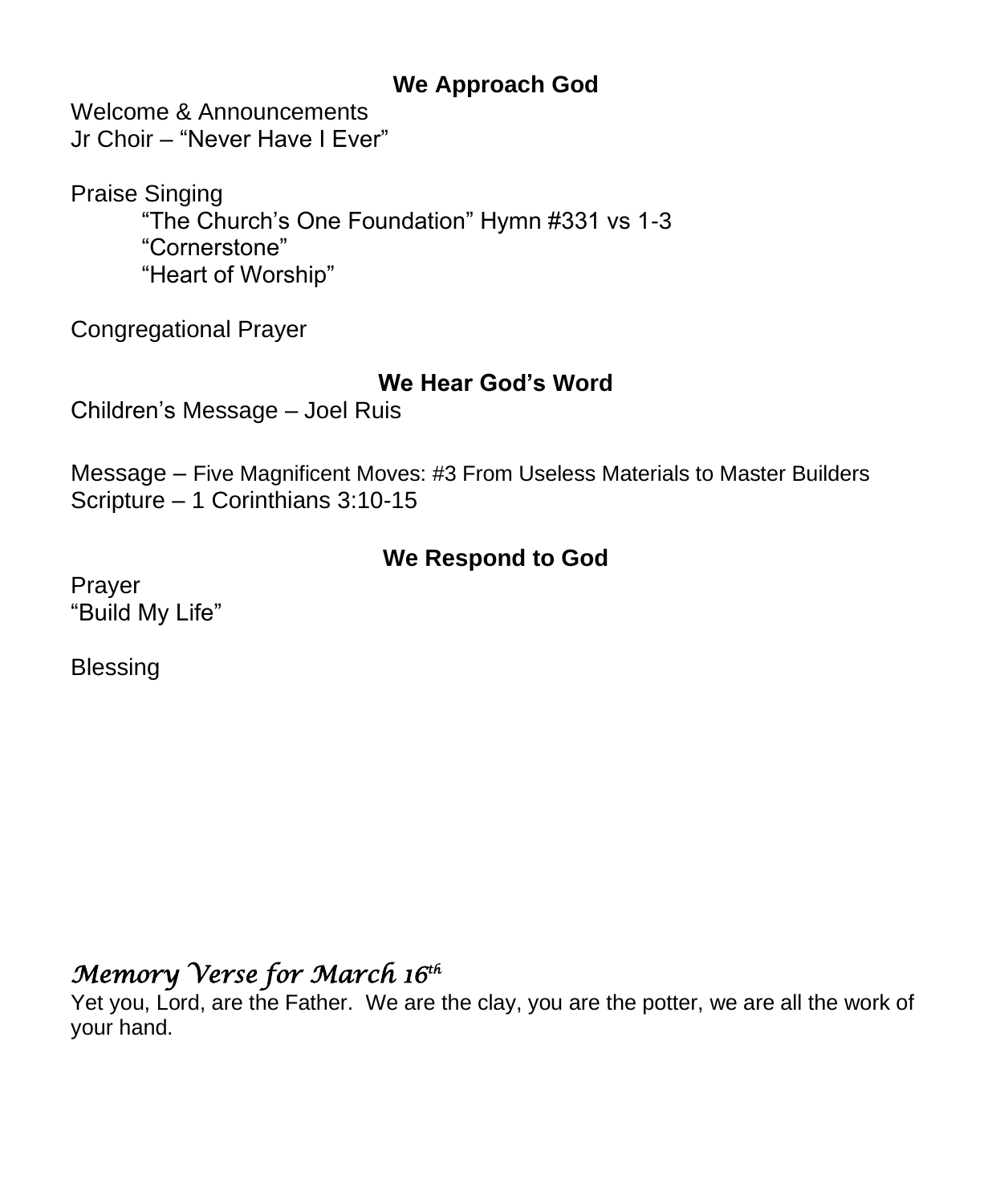## We Approach God

Welcome & Announcements
Jr Choir – "Never Have I Ever"

Praise Singing
"The Church's One Foundation" Hymn #331 vs 1-3
"Cornerstone"
"Heart of Worship"

Congregational Prayer

## We Hear God's Word

Children's Message – Joel Ruis

Message – Five Magnificent Moves: #3 From Useless Materials to Master Builders
Scripture – 1 Corinthians 3:10-15

## We Respond to God

Prayer
"Build My Life"

Blessing

### *Memory Verse for March 16th*

Yet you, Lord, are the Father. We are the clay, you are the potter, we are all the work of your hand.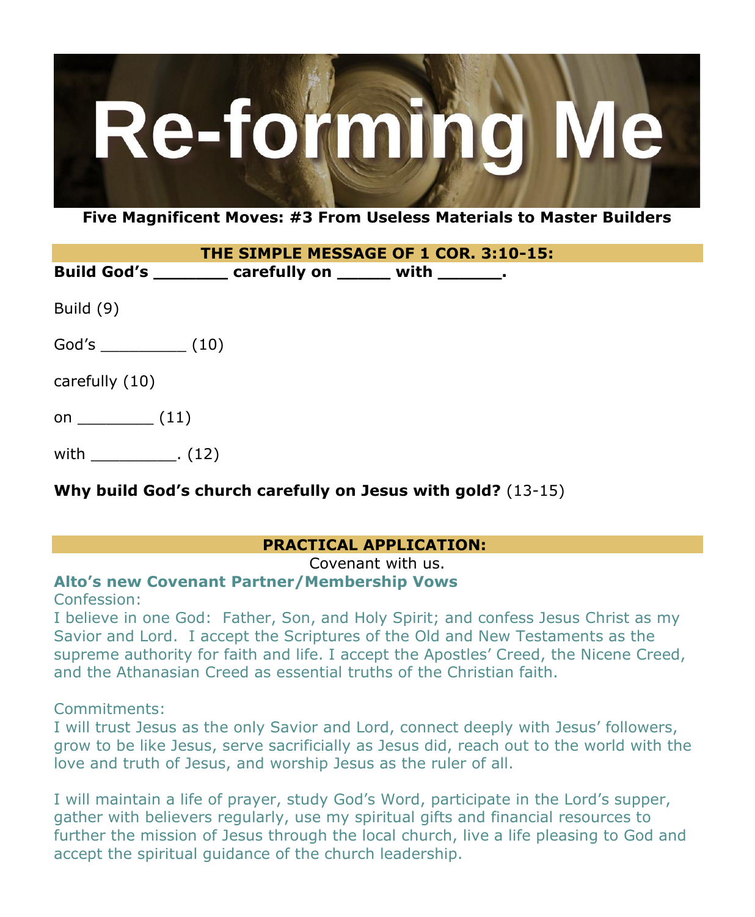# Re-forming Me

**Five Magnificent Moves: #3 From Useless Materials to Master Builders**

## THE SIMPLE MESSAGE OF 1 COR. 3:10-15:

**Build God's _______ carefully on _____ with ______.**

Build (9)

God's _________ (10)

carefully (10)

on ________ (11)

with _________. (12)

**Why build God's church carefully on Jesus with gold?** (13-15)

## PRACTICAL APPLICATION:

Covenant with us.

**Alto's new Covenant Partner/Membership Vows**

Confession:

I believe in one God: Father, Son, and Holy Spirit; and confess Jesus Christ as my Savior and Lord. I accept the Scriptures of the Old and New Testaments as the supreme authority for faith and life. I accept the Apostles' Creed, the Nicene Creed, and the Athanasian Creed as essential truths of the Christian faith.

Commitments:

I will trust Jesus as the only Savior and Lord, connect deeply with Jesus' followers, grow to be like Jesus, serve sacrificially as Jesus did, reach out to the world with the love and truth of Jesus, and worship Jesus as the ruler of all.

I will maintain a life of prayer, study God's Word, participate in the Lord's supper, gather with believers regularly, use my spiritual gifts and financial resources to further the mission of Jesus through the local church, live a life pleasing to God and accept the spiritual guidance of the church leadership.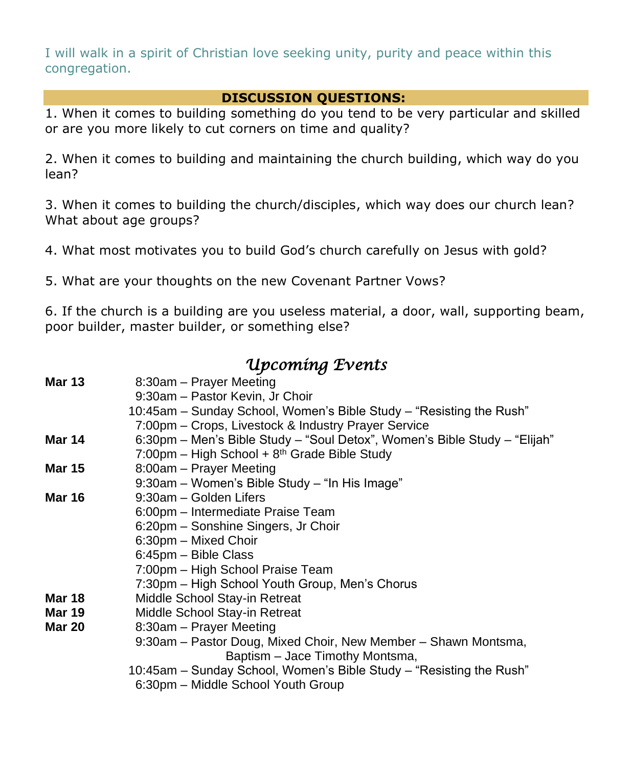I will walk in a spirit of Christian love seeking unity, purity and peace within this congregation.

## DISCUSSION QUESTIONS:

1. When it comes to building something do you tend to be very particular and skilled or are you more likely to cut corners on time and quality?

2. When it comes to building and maintaining the church building, which way do you lean?

3. When it comes to building the church/disciples, which way does our church lean? What about age groups?

4. What most motivates you to build God's church carefully on Jesus with gold?

5. What are your thoughts on the new Covenant Partner Vows?

6. If the church is a building are you useless material, a door, wall, supporting beam, poor builder, master builder, or something else?

## *Upcoming Events*

**Mar 13**
- 8:30am – Prayer Meeting
- 9:30am – Pastor Kevin, Jr Choir
- 10:45am – Sunday School, Women's Bible Study – "Resisting the Rush"
- 7:00pm – Crops, Livestock & Industry Prayer Service

**Mar 14**
- 6:30pm – Men's Bible Study – "Soul Detox", Women's Bible Study – "Elijah"
- 7:00pm – High School + 8th Grade Bible Study

**Mar 15**
- 8:00am – Prayer Meeting
- 9:30am – Women's Bible Study – "In His Image"

**Mar 16**
- 9:30am – Golden Lifers
- 6:00pm – Intermediate Praise Team
- 6:20pm – Sonshine Singers, Jr Choir
- 6:30pm – Mixed Choir
- 6:45pm – Bible Class
- 7:00pm – High School Praise Team
- 7:30pm – High School Youth Group, Men's Chorus

**Mar 18**
- Middle School Stay-in Retreat

**Mar 19**
- Middle School Stay-in Retreat

**Mar 20**
- 8:30am – Prayer Meeting
- 9:30am – Pastor Doug, Mixed Choir, New Member – Shawn Montsma, Baptism – Jace Timothy Montsma,
- 10:45am – Sunday School, Women's Bible Study – "Resisting the Rush"
- 6:30pm – Middle School Youth Group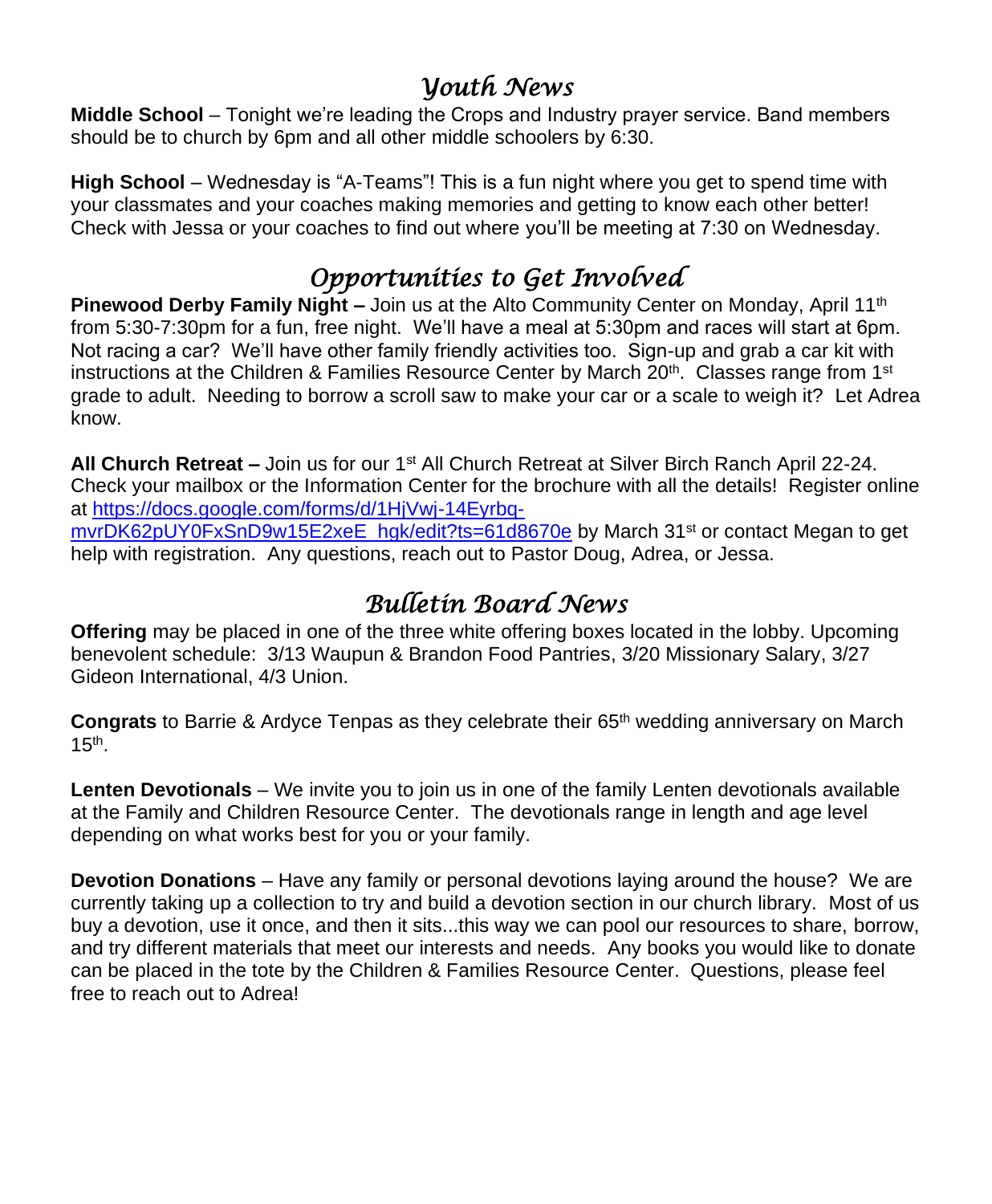## *Youth News*

**Middle School** – Tonight we're leading the Crops and Industry prayer service. Band members should be to church by 6pm and all other middle schoolers by 6:30.

**High School** – Wednesday is "A-Teams"! This is a fun night where you get to spend time with your classmates and your coaches making memories and getting to know each other better! Check with Jessa or your coaches to find out where you'll be meeting at 7:30 on Wednesday.

## *Opportunities to Get Involved*

**Pinewood Derby Family Night –** Join us at the Alto Community Center on Monday, April 11th from 5:30-7:30pm for a fun, free night. We'll have a meal at 5:30pm and races will start at 6pm. Not racing a car? We'll have other family friendly activities too. Sign-up and grab a car kit with instructions at the Children & Families Resource Center by March 20th. Classes range from 1st grade to adult. Needing to borrow a scroll saw to make your car or a scale to weigh it? Let Adrea know.

**All Church Retreat –** Join us for our 1st All Church Retreat at Silver Birch Ranch April 22-24. Check your mailbox or the Information Center for the brochure with all the details! Register online at [https://docs.google.com/forms/d/1HjVwj-14Eyrbq-mvrDK62pUY0FxSnD9w15E2xeE_hgk/edit?ts=61d8670e](https://docs.google.com/forms/d/1HjVwj-14Eyrbq-mvrDK62pUY0FxSnD9w15E2xeE_hgk/edit?ts=61d8670e) by March 31st or contact Megan to get help with registration. Any questions, reach out to Pastor Doug, Adrea, or Jessa.

## *Bulletin Board News*

**Offering** may be placed in one of the three white offering boxes located in the lobby. Upcoming benevolent schedule: 3/13 Waupun & Brandon Food Pantries, 3/20 Missionary Salary, 3/27 Gideon International, 4/3 Union.

**Congrats** to Barrie & Ardyce Tenpas as they celebrate their 65th wedding anniversary on March 15th.

**Lenten Devotionals** – We invite you to join us in one of the family Lenten devotionals available at the Family and Children Resource Center. The devotionals range in length and age level depending on what works best for you or your family.

**Devotion Donations** – Have any family or personal devotions laying around the house? We are currently taking up a collection to try and build a devotion section in our church library. Most of us buy a devotion, use it once, and then it sits...this way we can pool our resources to share, borrow, and try different materials that meet our interests and needs. Any books you would like to donate can be placed in the tote by the Children & Families Resource Center. Questions, please feel free to reach out to Adrea!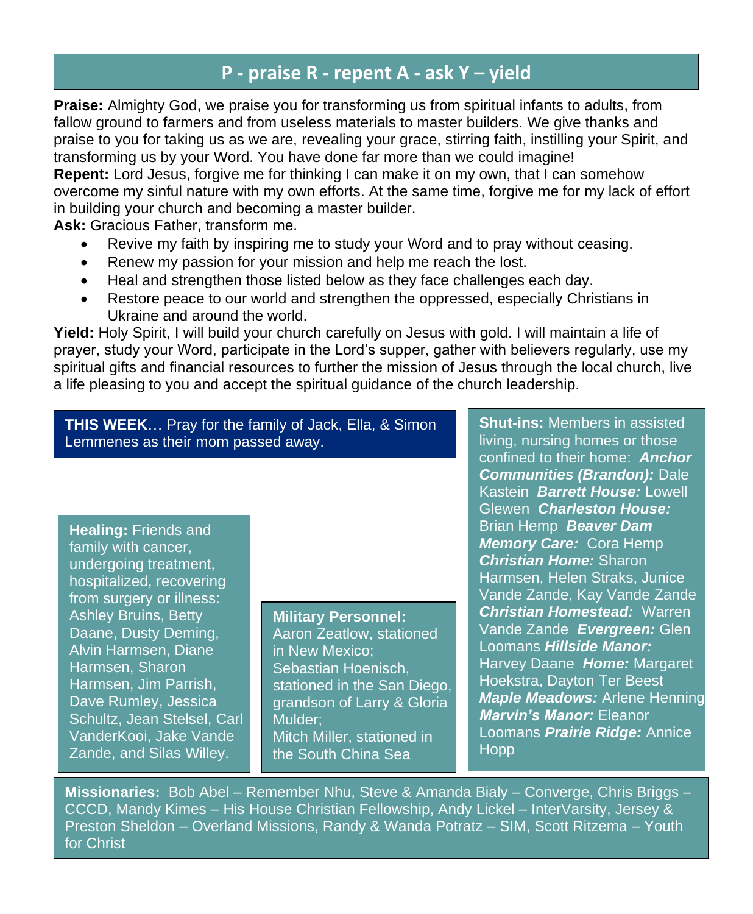## P - praise R - repent A - ask Y – yield

**Praise:** Almighty God, we praise you for transforming us from spiritual infants to adults, from fallow ground to farmers and from useless materials to master builders. We give thanks and praise to you for taking us as we are, revealing your grace, stirring faith, instilling your Spirit, and transforming us by your Word. You have done far more than we could imagine!

**Repent:** Lord Jesus, forgive me for thinking I can make it on my own, that I can somehow overcome my sinful nature with my own efforts. At the same time, forgive me for my lack of effort in building your church and becoming a master builder.

**Ask:** Gracious Father, transform me.

- Revive my faith by inspiring me to study your Word and to pray without ceasing.
- Renew my passion for your mission and help me reach the lost.
- Heal and strengthen those listed below as they face challenges each day.
- Restore peace to our world and strengthen the oppressed, especially Christians in Ukraine and around the world.

**Yield:** Holy Spirit, I will build your church carefully on Jesus with gold. I will maintain a life of prayer, study your Word, participate in the Lord's supper, gather with believers regularly, use my spiritual gifts and financial resources to further the mission of Jesus through the local church, live a life pleasing to you and accept the spiritual guidance of the church leadership.

**THIS WEEK**… Pray for the family of Jack, Ella, & Simon Lemmenes as their mom passed away.

**Healing:** Friends and family with cancer, undergoing treatment, hospitalized, recovering from surgery or illness: Ashley Bruins, Betty Daane, Dusty Deming, Alvin Harmsen, Diane Harmsen, Sharon Harmsen, Jim Parrish, Dave Rumley, Jessica Schultz, Jean Stelsel, Carl VanderKooi, Jake Vande Zande, and Silas Willey.

**Military Personnel:** Aaron Zeatlow, stationed in New Mexico; Sebastian Hoenisch, stationed in the San Diego, grandson of Larry & Gloria Mulder; Mitch Miller, stationed in the South China Sea

**Shut-ins:** Members in assisted living, nursing homes or those confined to their home: ***Anchor Communities (Brandon):*** Dale Kastein ***Barrett House:*** Lowell Glewen ***Charleston House:*** Brian Hemp ***Beaver Dam Memory Care:*** Cora Hemp ***Christian Home:*** Sharon Harmsen, Helen Straks, Junice Vande Zande, Kay Vande Zande ***Christian Homestead:*** Warren Vande Zande ***Evergreen:*** Glen Loomans ***Hillside Manor:*** Harvey Daane ***Home:*** Margaret Hoekstra, Dayton Ter Beest ***Maple Meadows:*** Arlene Henning ***Marvin's Manor:*** Eleanor Loomans ***Prairie Ridge:*** Annice Hopp

**Missionaries:** Bob Abel – Remember Nhu, Steve & Amanda Bialy – Converge, Chris Briggs – CCCD, Mandy Kimes – His House Christian Fellowship, Andy Lickel – InterVarsity, Jersey & Preston Sheldon – Overland Missions, Randy & Wanda Potratz – SIM, Scott Ritzema – Youth for Christ